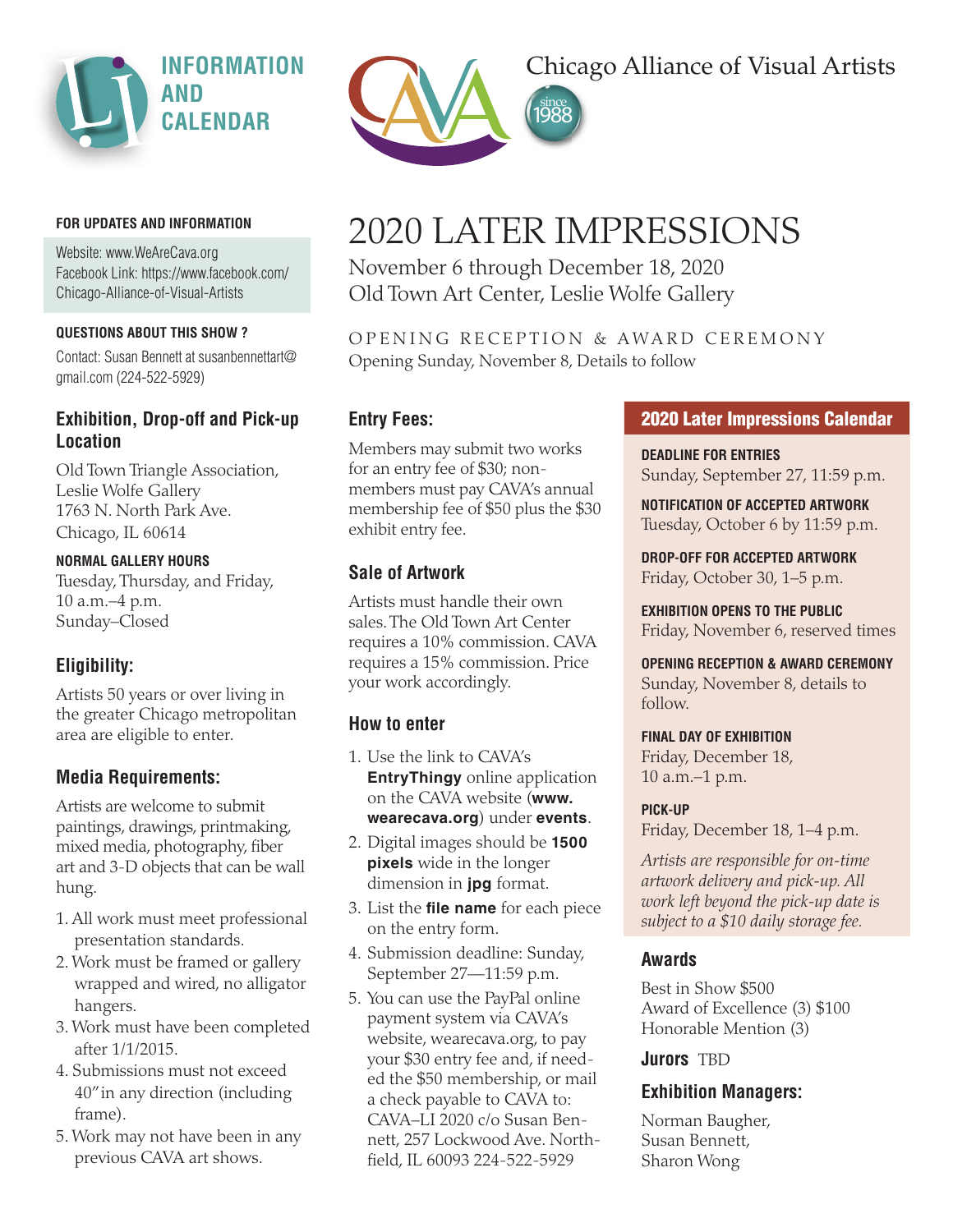# INFORMATION AND CALENDAR

Chicago Alliance of Visual Artists

since 1988

# 2020 LATER IMPRESSIONS

November 6 through December 18, 2020
Old Town Art Center, Leslie Wolfe Gallery

OPENING RECEPTION & AWARD CEREMONY
Opening Sunday, November 8, Details to follow

**FOR UPDATES AND INFORMATION**

Website: www.WeAreCava.org
Facebook Link: https://www.facebook.com/Chicago-Alliance-of-Visual-Artists

**QUESTIONS ABOUT THIS SHOW ?**

Contact: Susan Bennett at susanbennettart@gmail.com (224-522-5929)

## Exhibition, Drop-off and Pick-up Location

Old Town Triangle Association,
Leslie Wolfe Gallery
1763 N. North Park Ave.
Chicago, IL 60614

**NORMAL GALLERY HOURS**

Tuesday, Thursday, and Friday,
10 a.m.–4 p.m.
Sunday–Closed

## Eligibility:

Artists 50 years or over living in the greater Chicago metropolitan area are eligible to enter.

## Media Requirements:

Artists are welcome to submit paintings, drawings, printmaking, mixed media, photography, fiber art and 3-D objects that can be wall hung.

1. All work must meet professional presentation standards.
2. Work must be framed or gallery wrapped and wired, no alligator hangers.
3. Work must have been completed after 1/1/2015.
4. Submissions must not exceed 40" in any direction (including frame).
5. Work may not have been in any previous CAVA art shows.

## Entry Fees:

Members may submit two works for an entry fee of $30; non-members must pay CAVA's annual membership fee of $50 plus the $30 exhibit entry fee.

## Sale of Artwork

Artists must handle their own sales. The Old Town Art Center requires a 10% commission. CAVA requires a 15% commission. Price your work accordingly.

## How to enter

1. Use the link to CAVA's **EntryThingy** online application on the CAVA website (**www.wearecava.org**) under **events**.
2. Digital images should be **1500 pixels** wide in the longer dimension in **jpg** format.
3. List the **file name** for each piece on the entry form.
4. Submission deadline: Sunday, September 27—11:59 p.m.
5. You can use the PayPal online payment system via CAVA's website, wearecava.org, to pay your $30 entry fee and, if needed the $50 membership, or mail a check payable to CAVA to: CAVA–LI 2020 c/o Susan Bennett, 257 Lockwood Ave. Northfield, IL 60093 224-522-5929

## 2020 Later Impressions Calendar

**DEADLINE FOR ENTRIES**
Sunday, September 27, 11:59 p.m.

**NOTIFICATION OF ACCEPTED ARTWORK**
Tuesday, October 6 by 11:59 p.m.

**DROP-OFF FOR ACCEPTED ARTWORK**
Friday, October 30, 1–5 p.m.

**EXHIBITION OPENS TO THE PUBLIC**
Friday, November 6, reserved times

**OPENING RECEPTION & AWARD CEREMONY**
Sunday, November 8, details to follow.

**FINAL DAY OF EXHIBITION**
Friday, December 18,
10 a.m.–1 p.m.

**PICK-UP**
Friday, December 18, 1–4 p.m.

*Artists are responsible for on-time artwork delivery and pick-up. All work left beyond the pick-up date is subject to a $10 daily storage fee.*

## Awards

Best in Show $500
Award of Excellence (3) $100
Honorable Mention (3)

**Jurors** TBD

## Exhibition Managers:

Norman Baugher,
Susan Bennett,
Sharon Wong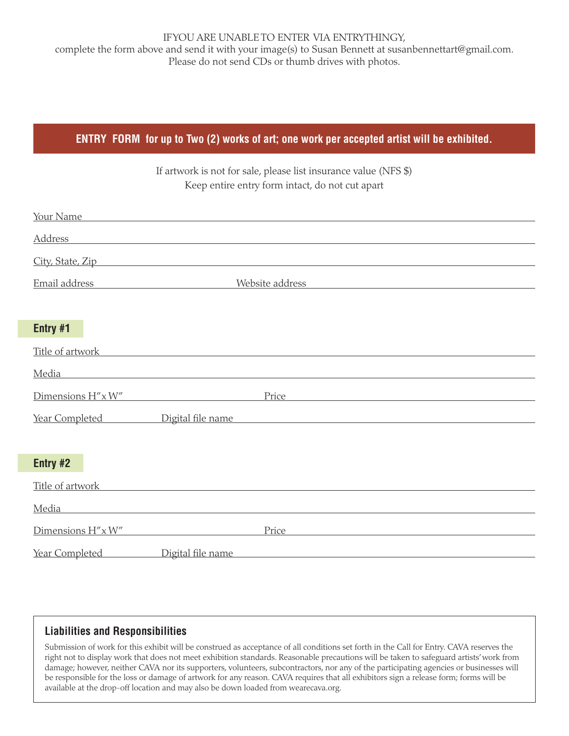IF YOU ARE UNABLE TO ENTER VIA ENTRYTHINGY,
complete the form above and send it with your image(s) to Susan Bennett at susanbennettart@gmail.com.
Please do not send CDs or thumb drives with photos.

## ENTRY FORM for up to Two (2) works of art; one work per accepted artist will be exhibited.

If artwork is not for sale, please list insurance value (NFS $)
Keep entire entry form intact, do not cut apart

Your Name ____________________

Address ____________________

City, State, Zip ____________________

Email address ____________________ Website address ____________________

### Entry #1

Title of artwork ____________________

Media ____________________

Dimensions H"x W" ____________________ Price ____________________

Year Completed ____________ Digital file name ____________________

### Entry #2

Title of artwork ____________________

Media ____________________

Dimensions H"x W" ____________________ Price ____________________

Year Completed ____________ Digital file name ____________________

### Liabilities and Responsibilities

Submission of work for this exhibit will be construed as acceptance of all conditions set forth in the Call for Entry. CAVA reserves the right not to display work that does not meet exhibition standards. Reasonable precautions will be taken to safeguard artists' work from damage; however, neither CAVA nor its supporters, volunteers, subcontractors, nor any of the participating agencies or businesses will be responsible for the loss or damage of artwork for any reason. CAVA requires that all exhibitors sign a release form; forms will be available at the drop-off location and may also be down loaded from wearecava.org.